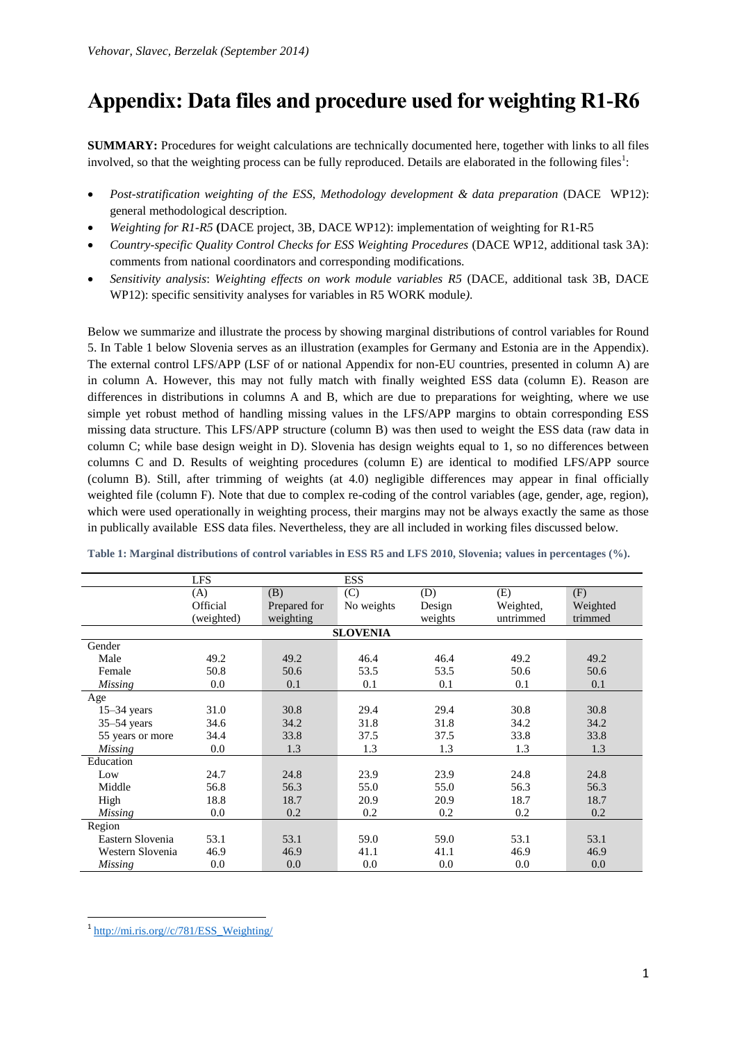# Appendix: Data files and procedure used for weighting R1-R6

**SUMMARY:** Procedures for weight calculations are technically documented here, together with links to all files involved, so that the weighting process can be fully reproduced. Details are elaborated in the following files[1]:

- *Post-stratification weighting of the ESS, Methodology development & data preparation* (DACE WP12): general methodological description.
- *Weighting for R1-R5* **(**DACE project, 3B, DACE WP12): implementation of weighting for R1-R5
- *Country-specific Quality Control Checks for ESS Weighting Procedures* (DACE WP12, additional task 3A): comments from national coordinators and corresponding modifications.
- *Sensitivity analysis*: *Weighting effects on work module variables R5* (DACE, additional task 3B, DACE WP12): specific sensitivity analyses for variables in R5 WORK module*).*

Below we summarize and illustrate the process by showing marginal distributions of control variables for Round 5. In Table 1 below Slovenia serves as an illustration (examples for Germany and Estonia are in the Appendix). The external control LFS/APP (LSF of or national Appendix for non-EU countries, presented in column A) are in column A. However, this may not fully match with finally weighted ESS data (column E). Reason are differences in distributions in columns A and B, which are due to preparations for weighting, where we use simple yet robust method of handling missing values in the LFS/APP margins to obtain corresponding ESS missing data structure. This LFS/APP structure (column B) was then used to weight the ESS data (raw data in column C; while base design weight in D). Slovenia has design weights equal to 1, so no differences between columns C and D. Results of weighting procedures (column E) are identical to modified LFS/APP source (column B). Still, after trimming of weights (at 4.0) negligible differences may appear in final officially weighted file (column F). Note that due to complex re-coding of the control variables (age, gender, age, region), which were used operationally in weighting process, their margins may not be always exactly the same as those in publically available ESS data files. Nevertheless, they are all included in working files discussed below.

**Table 1: Marginal distributions of control variables in ESS R5 and LFS 2010, Slovenia; values in percentages (%).**

| | LFS | ESS | | | | |
|---|---|---|---|---|---|---|
| | (A) Official (weighted) | (B) Prepared for weighting | (C) No weights | (D) Design weights | (E) Weighted, untrimmed | (F) Weighted trimmed |
| **SLOVENIA** | | | | | | |
| Gender | | | | | | |
| Male | 49.2 | 49.2 | 46.4 | 46.4 | 49.2 | 49.2 |
| Female | 50.8 | 50.6 | 53.5 | 53.5 | 50.6 | 50.6 |
| *Missing* | 0.0 | 0.1 | 0.1 | 0.1 | 0.1 | 0.1 |
| Age | | | | | | |
| 15–34 years | 31.0 | 30.8 | 29.4 | 29.4 | 30.8 | 30.8 |
| 35–54 years | 34.6 | 34.2 | 31.8 | 31.8 | 34.2 | 34.2 |
| 55 years or more | 34.4 | 33.8 | 37.5 | 37.5 | 33.8 | 33.8 |
| *Missing* | 0.0 | 1.3 | 1.3 | 1.3 | 1.3 | 1.3 |
| Education | | | | | | |
| Low | 24.7 | 24.8 | 23.9 | 23.9 | 24.8 | 24.8 |
| Middle | 56.8 | 56.3 | 55.0 | 55.0 | 56.3 | 56.3 |
| High | 18.8 | 18.7 | 20.9 | 20.9 | 18.7 | 18.7 |
| *Missing* | 0.0 | 0.2 | 0.2 | 0.2 | 0.2 | 0.2 |
| Region | | | | | | |
| Eastern Slovenia | 53.1 | 53.1 | 59.0 | 59.0 | 53.1 | 53.1 |
| Western Slovenia | 46.9 | 46.9 | 41.1 | 41.1 | 46.9 | 46.9 |
| *Missing* | 0.0 | 0.0 | 0.0 | 0.0 | 0.0 | 0.0 |

[1] http://mi.ris.org//c/781/ESS_Weighting/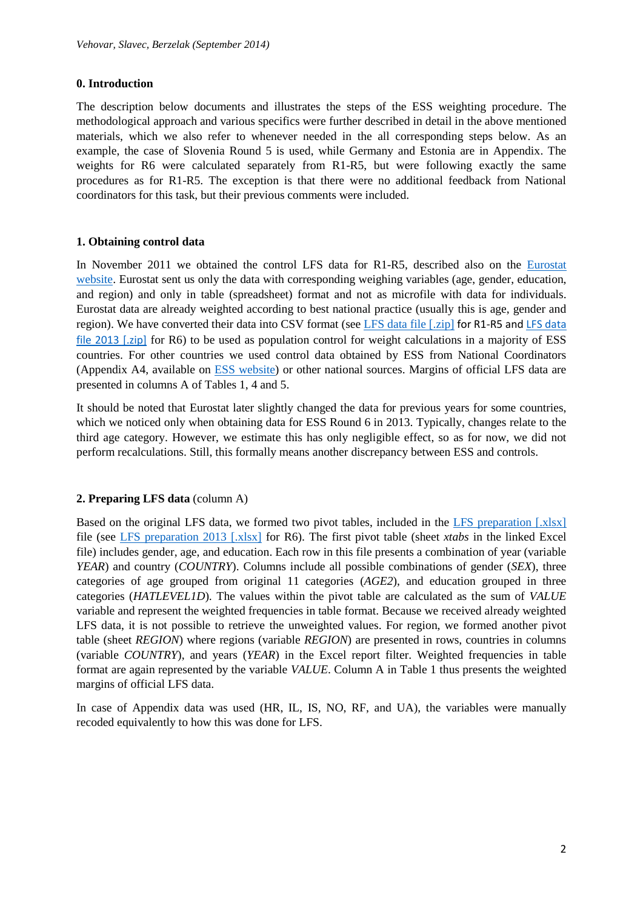## 0. Introduction

The description below documents and illustrates the steps of the ESS weighting procedure. The methodological approach and various specifics were further described in detail in the above mentioned materials, which we also refer to whenever needed in the all corresponding steps below. As an example, the case of Slovenia Round 5 is used, while Germany and Estonia are in Appendix. The weights for R6 were calculated separately from R1-R5, but were following exactly the same procedures as for R1-R5. The exception is that there were no additional feedback from National coordinators for this task, but their previous comments were included.

## 1. Obtaining control data

In November 2011 we obtained the control LFS data for R1-R5, described also on the Eurostat website. Eurostat sent us only the data with corresponding weighing variables (age, gender, education, and region) and only in table (spreadsheet) format and not as microfile with data for individuals. Eurostat data are already weighted according to best national practice (usually this is age, gender and region). We have converted their data into CSV format (see LFS data file [.zip] for R1-R5 and LFS data file 2013 [.zip] for R6) to be used as population control for weight calculations in a majority of ESS countries. For other countries we used control data obtained by ESS from National Coordinators (Appendix A4, available on ESS website) or other national sources. Margins of official LFS data are presented in columns A of Tables 1, 4 and 5.

It should be noted that Eurostat later slightly changed the data for previous years for some countries, which we noticed only when obtaining data for ESS Round 6 in 2013. Typically, changes relate to the third age category. However, we estimate this has only negligible effect, so as for now, we did not perform recalculations. Still, this formally means another discrepancy between ESS and controls.

## 2. Preparing LFS data (column A)

Based on the original LFS data, we formed two pivot tables, included in the LFS preparation [.xlsx] file (see LFS preparation 2013 [.xlsx] for R6). The first pivot table (sheet *xtabs* in the linked Excel file) includes gender, age, and education. Each row in this file presents a combination of year (variable *YEAR*) and country (*COUNTRY*). Columns include all possible combinations of gender (*SEX*), three categories of age grouped from original 11 categories (*AGE2*), and education grouped in three categories (*HATLEVEL1D*). The values within the pivot table are calculated as the sum of *VALUE* variable and represent the weighted frequencies in table format. Because we received already weighted LFS data, it is not possible to retrieve the unweighted values. For region, we formed another pivot table (sheet *REGION*) where regions (variable *REGION*) are presented in rows, countries in columns (variable *COUNTRY*), and years (*YEAR*) in the Excel report filter. Weighted frequencies in table format are again represented by the variable *VALUE*. Column A in Table 1 thus presents the weighted margins of official LFS data.

In case of Appendix data was used (HR, IL, IS, NO, RF, and UA), the variables were manually recoded equivalently to how this was done for LFS.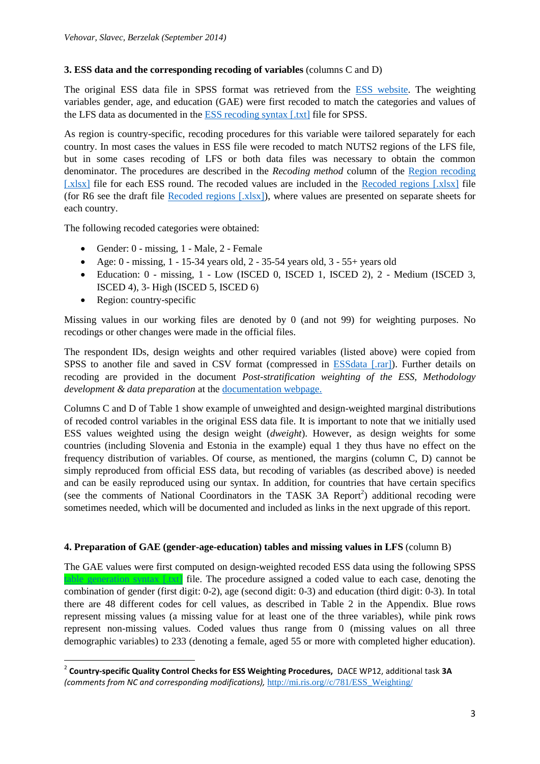### 3. ESS data and the corresponding recoding of variables (columns C and D)

The original ESS data file in SPSS format was retrieved from the ESS website. The weighting variables gender, age, and education (GAE) were first recoded to match the categories and values of the LFS data as documented in the ESS recoding syntax [.txt] file for SPSS.

As region is country-specific, recoding procedures for this variable were tailored separately for each country. In most cases the values in ESS file were recoded to match NUTS2 regions of the LFS file, but in some cases recoding of LFS or both data files was necessary to obtain the common denominator. The procedures are described in the *Recoding method* column of the Region recoding [.xlsx] file for each ESS round. The recoded values are included in the Recoded regions [.xlsx] file (for R6 see the draft file Recoded regions [.xlsx]), where values are presented on separate sheets for each country.

The following recoded categories were obtained:

- Gender: 0 - missing, 1 - Male, 2 - Female
- Age: 0 - missing, 1 - 15-34 years old, 2 - 35-54 years old, 3 - 55+ years old
- Education: 0 - missing, 1 - Low (ISCED 0, ISCED 1, ISCED 2), 2 - Medium (ISCED 3, ISCED 4), 3- High (ISCED 5, ISCED 6)
- Region: country-specific

Missing values in our working files are denoted by 0 (and not 99) for weighting purposes. No recodings or other changes were made in the official files.

The respondent IDs, design weights and other required variables (listed above) were copied from SPSS to another file and saved in CSV format (compressed in ESSdata [.rar]). Further details on recoding are provided in the document *Post-stratification weighting of the ESS, Methodology development & data preparation* at the documentation webpage.

Columns C and D of Table 1 show example of unweighted and design-weighted marginal distributions of recoded control variables in the original ESS data file. It is important to note that we initially used ESS values weighted using the design weight (*dweight*). However, as design weights for some countries (including Slovenia and Estonia in the example) equal 1 they thus have no effect on the frequency distribution of variables. Of course, as mentioned, the margins (column C, D) cannot be simply reproduced from official ESS data, but recoding of variables (as described above) is needed and can be easily reproduced using our syntax. In addition, for countries that have certain specifics (see the comments of National Coordinators in the TASK 3A Report[2]) additional recoding were sometimes needed, which will be documented and included as links in the next upgrade of this report.

### 4. Preparation of GAE (gender-age-education) tables and missing values in LFS (column B)

The GAE values were first computed on design-weighted recoded ESS data using the following SPSS table generation syntax [.txt] file. The procedure assigned a coded value to each case, denoting the combination of gender (first digit: 0-2), age (second digit: 0-3) and education (third digit: 0-3). In total there are 48 different codes for cell values, as described in Table 2 in the Appendix. Blue rows represent missing values (a missing value for at least one of the three variables), while pink rows represent non-missing values. Coded values thus range from 0 (missing values on all three demographic variables) to 233 (denoting a female, aged 55 or more with completed higher education).

---

[2] **Country-specific Quality Control Checks for ESS Weighting Procedures,** DACE WP12, additional task **3A** *(comments from NC and corresponding modifications),* http://mi.ris.org//c/781/ESS_Weighting/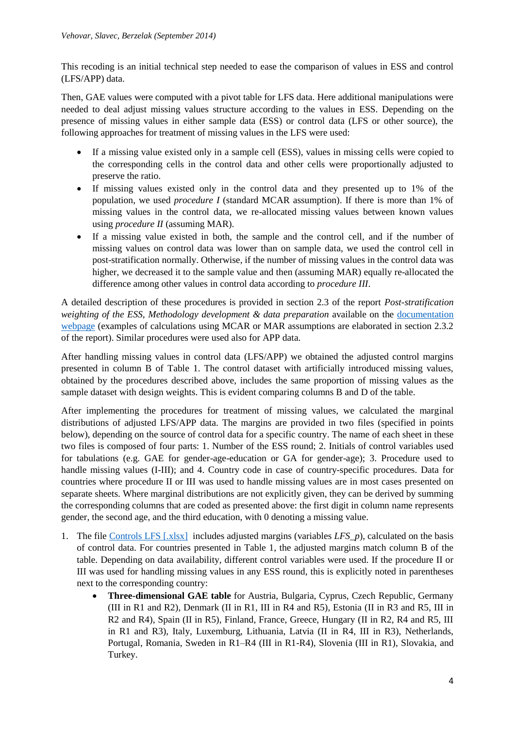This recoding is an initial technical step needed to ease the comparison of values in ESS and control (LFS/APP) data.

Then, GAE values were computed with a pivot table for LFS data. Here additional manipulations were needed to deal adjust missing values structure according to the values in ESS. Depending on the presence of missing values in either sample data (ESS) or control data (LFS or other source), the following approaches for treatment of missing values in the LFS were used:

- If a missing value existed only in a sample cell (ESS), values in missing cells were copied to the corresponding cells in the control data and other cells were proportionally adjusted to preserve the ratio.
- If missing values existed only in the control data and they presented up to 1% of the population, we used *procedure I* (standard MCAR assumption). If there is more than 1% of missing values in the control data, we re-allocated missing values between known values using *procedure II* (assuming MAR).
- If a missing value existed in both, the sample and the control cell, and if the number of missing values on control data was lower than on sample data, we used the control cell in post-stratification normally. Otherwise, if the number of missing values in the control data was higher, we decreased it to the sample value and then (assuming MAR) equally re-allocated the difference among other values in control data according to *procedure III*.

A detailed description of these procedures is provided in section 2.3 of the report *Post-stratification weighting of the ESS, Methodology development & data preparation* available on the [documentation webpage](documentation webpage) (examples of calculations using MCAR or MAR assumptions are elaborated in section 2.3.2 of the report). Similar procedures were used also for APP data.

After handling missing values in control data (LFS/APP) we obtained the adjusted control margins presented in column B of Table 1. The control dataset with artificially introduced missing values, obtained by the procedures described above, includes the same proportion of missing values as the sample dataset with design weights. This is evident comparing columns B and D of the table.

After implementing the procedures for treatment of missing values, we calculated the marginal distributions of adjusted LFS/APP data. The margins are provided in two files (specified in points below), depending on the source of control data for a specific country. The name of each sheet in these two files is composed of four parts: 1. Number of the ESS round; 2. Initials of control variables used for tabulations (e.g. GAE for gender-age-education or GA for gender-age); 3. Procedure used to handle missing values (I-III); and 4. Country code in case of country-specific procedures. Data for countries where procedure II or III was used to handle missing values are in most cases presented on separate sheets. Where marginal distributions are not explicitly given, they can be derived by summing the corresponding columns that are coded as presented above: the first digit in column name represents gender, the second age, and the third education, with 0 denoting a missing value.

1. The file [Controls LFS [.xlsx]](Controls LFS [.xlsx]) includes adjusted margins (variables *LFS_p*), calculated on the basis of control data. For countries presented in Table 1, the adjusted margins match column B of the table. Depending on data availability, different control variables were used. If the procedure II or III was used for handling missing values in any ESS round, this is explicitly noted in parentheses next to the corresponding country:
   - **Three-dimensional GAE table** for Austria, Bulgaria, Cyprus, Czech Republic, Germany (III in R1 and R2), Denmark (II in R1, III in R4 and R5), Estonia (II in R3 and R5, III in R2 and R4), Spain (II in R5), Finland, France, Greece, Hungary (II in R2, R4 and R5, III in R1 and R3), Italy, Luxemburg, Lithuania, Latvia (II in R4, III in R3), Netherlands, Portugal, Romania, Sweden in R1–R4 (III in R1-R4), Slovenia (III in R1), Slovakia, and Turkey.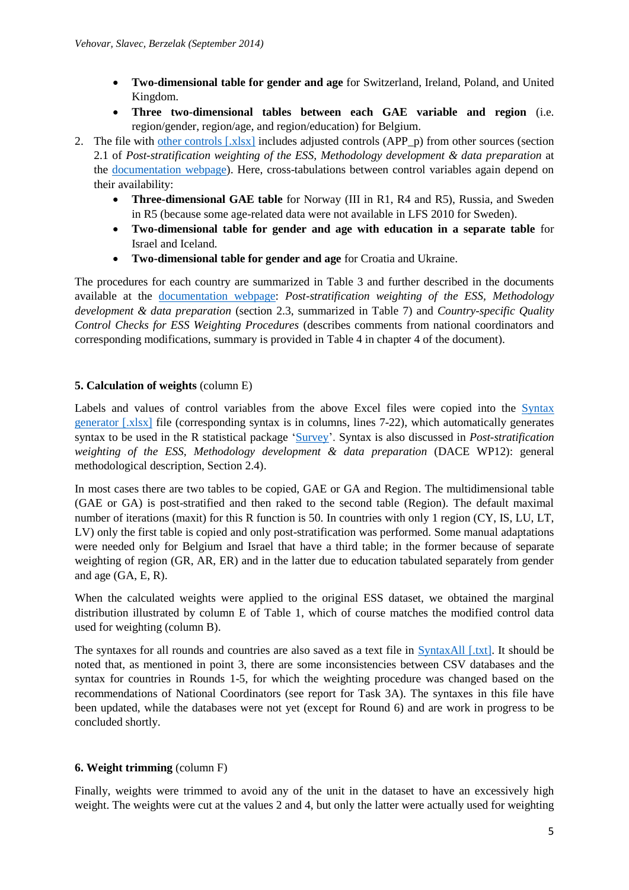- **Two-dimensional table for gender and age** for Switzerland, Ireland, Poland, and United Kingdom.
- **Three two-dimensional tables between each GAE variable and region** (i.e. region/gender, region/age, and region/education) for Belgium.

2. The file with other controls [.xlsx] includes adjusted controls (APP_p) from other sources (section 2.1 of *Post-stratification weighting of the ESS, Methodology development & data preparation* at the documentation webpage). Here, cross-tabulations between control variables again depend on their availability:
   - **Three-dimensional GAE table** for Norway (III in R1, R4 and R5), Russia, and Sweden in R5 (because some age-related data were not available in LFS 2010 for Sweden).
   - **Two-dimensional table for gender and age with education in a separate table** for Israel and Iceland.
   - **Two-dimensional table for gender and age** for Croatia and Ukraine.

The procedures for each country are summarized in Table 3 and further described in the documents available at the documentation webpage: *Post-stratification weighting of the ESS, Methodology development & data preparation* (section 2.3, summarized in Table 7) and *Country-specific Quality Control Checks for ESS Weighting Procedures* (describes comments from national coordinators and corresponding modifications, summary is provided in Table 4 in chapter 4 of the document).

## 5. Calculation of weights (column E)

Labels and values of control variables from the above Excel files were copied into the Syntax generator [.xlsx] file (corresponding syntax is in columns, lines 7-22), which automatically generates syntax to be used in the R statistical package 'Survey'. Syntax is also discussed in *Post-stratification weighting of the ESS, Methodology development & data preparation* (DACE WP12): general methodological description, Section 2.4).

In most cases there are two tables to be copied, GAE or GA and Region. The multidimensional table (GAE or GA) is post-stratified and then raked to the second table (Region). The default maximal number of iterations (maxit) for this R function is 50. In countries with only 1 region (CY, IS, LU, LT, LV) only the first table is copied and only post-stratification was performed. Some manual adaptations were needed only for Belgium and Israel that have a third table; in the former because of separate weighting of region (GR, AR, ER) and in the latter due to education tabulated separately from gender and age (GA, E, R).

When the calculated weights were applied to the original ESS dataset, we obtained the marginal distribution illustrated by column E of Table 1, which of course matches the modified control data used for weighting (column B).

The syntaxes for all rounds and countries are also saved as a text file in SyntaxAll [.txt]. It should be noted that, as mentioned in point 3, there are some inconsistencies between CSV databases and the syntax for countries in Rounds 1-5, for which the weighting procedure was changed based on the recommendations of National Coordinators (see report for Task 3A). The syntaxes in this file have been updated, while the databases were not yet (except for Round 6) and are work in progress to be concluded shortly.

## 6. Weight trimming (column F)

Finally, weights were trimmed to avoid any of the unit in the dataset to have an excessively high weight. The weights were cut at the values 2 and 4, but only the latter were actually used for weighting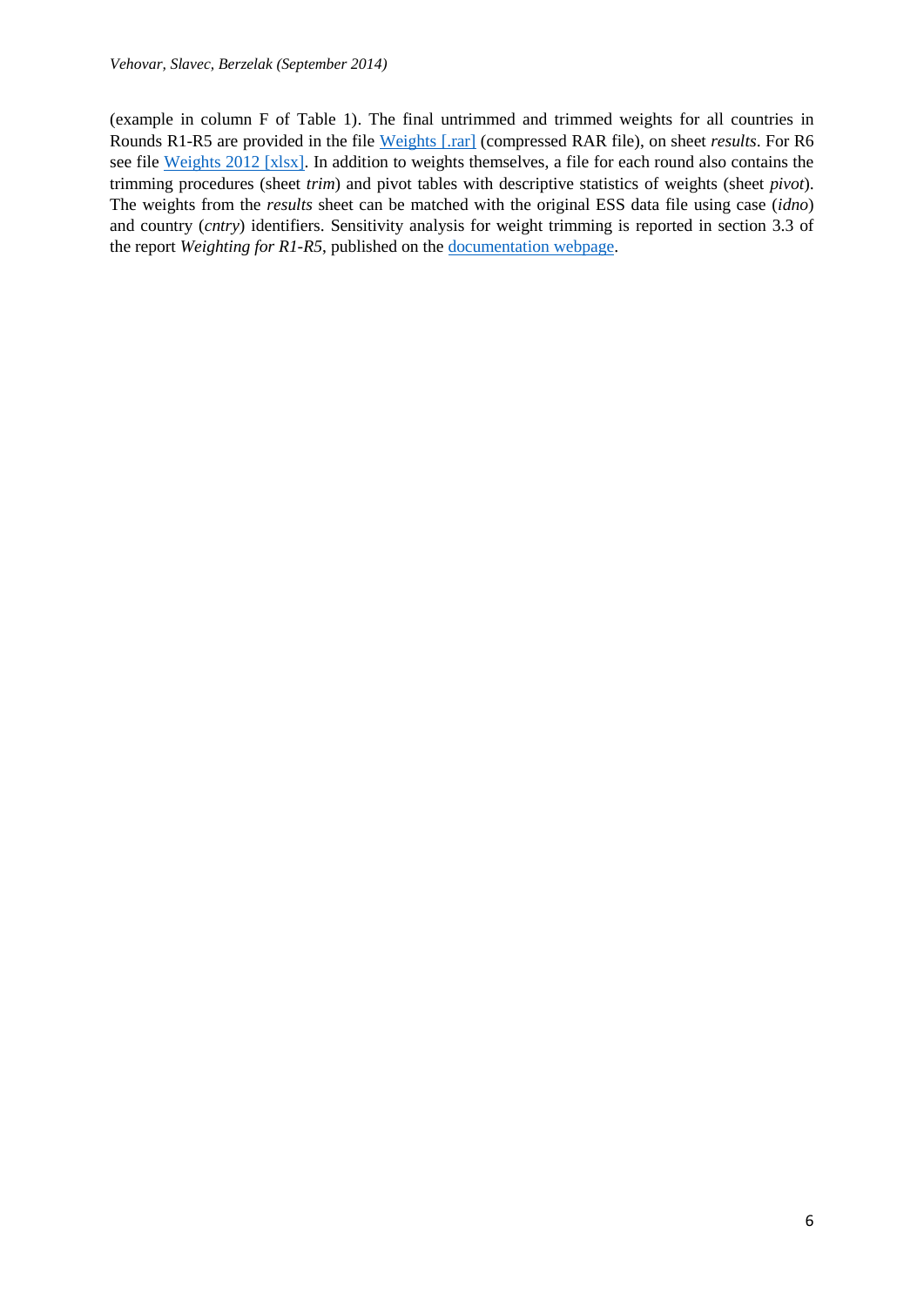(example in column F of Table 1). The final untrimmed and trimmed weights for all countries in Rounds R1-R5 are provided in the file Weights [.rar] (compressed RAR file), on sheet *results*. For R6 see file Weights 2012 [xlsx]. In addition to weights themselves, a file for each round also contains the trimming procedures (sheet *trim*) and pivot tables with descriptive statistics of weights (sheet *pivot*). The weights from the *results* sheet can be matched with the original ESS data file using case (*idno*) and country (*cntry*) identifiers. Sensitivity analysis for weight trimming is reported in section 3.3 of the report *Weighting for R1-R5*, published on the documentation webpage.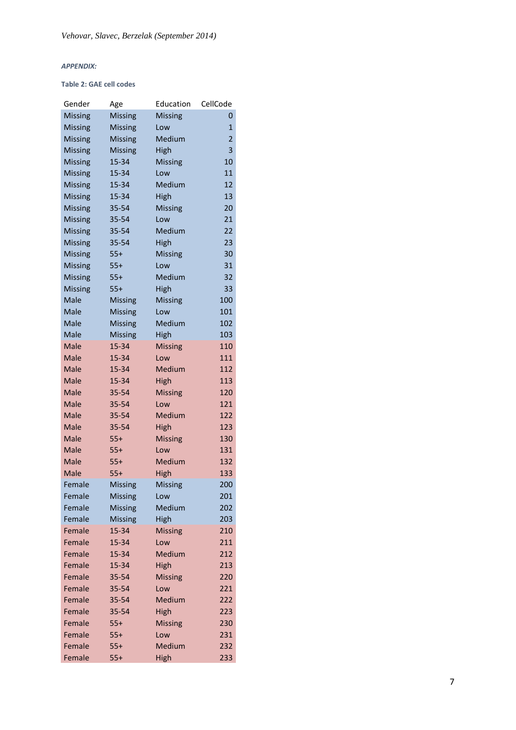***APPENDIX:***

**Table 2: GAE cell codes**

| Gender | Age | Education | CellCode |
|---|---|---|---|
| Missing | Missing | Missing | 0 |
| Missing | Missing | Low | 1 |
| Missing | Missing | Medium | 2 |
| Missing | Missing | High | 3 |
| Missing | 15-34 | Missing | 10 |
| Missing | 15-34 | Low | 11 |
| Missing | 15-34 | Medium | 12 |
| Missing | 15-34 | High | 13 |
| Missing | 35-54 | Missing | 20 |
| Missing | 35-54 | Low | 21 |
| Missing | 35-54 | Medium | 22 |
| Missing | 35-54 | High | 23 |
| Missing | 55+ | Missing | 30 |
| Missing | 55+ | Low | 31 |
| Missing | 55+ | Medium | 32 |
| Missing | 55+ | High | 33 |
| Male | Missing | Missing | 100 |
| Male | Missing | Low | 101 |
| Male | Missing | Medium | 102 |
| Male | Missing | High | 103 |
| Male | 15-34 | Missing | 110 |
| Male | 15-34 | Low | 111 |
| Male | 15-34 | Medium | 112 |
| Male | 15-34 | High | 113 |
| Male | 35-54 | Missing | 120 |
| Male | 35-54 | Low | 121 |
| Male | 35-54 | Medium | 122 |
| Male | 35-54 | High | 123 |
| Male | 55+ | Missing | 130 |
| Male | 55+ | Low | 131 |
| Male | 55+ | Medium | 132 |
| Male | 55+ | High | 133 |
| Female | Missing | Missing | 200 |
| Female | Missing | Low | 201 |
| Female | Missing | Medium | 202 |
| Female | Missing | High | 203 |
| Female | 15-34 | Missing | 210 |
| Female | 15-34 | Low | 211 |
| Female | 15-34 | Medium | 212 |
| Female | 15-34 | High | 213 |
| Female | 35-54 | Missing | 220 |
| Female | 35-54 | Low | 221 |
| Female | 35-54 | Medium | 222 |
| Female | 35-54 | High | 223 |
| Female | 55+ | Missing | 230 |
| Female | 55+ | Low | 231 |
| Female | 55+ | Medium | 232 |
| Female | 55+ | High | 233 |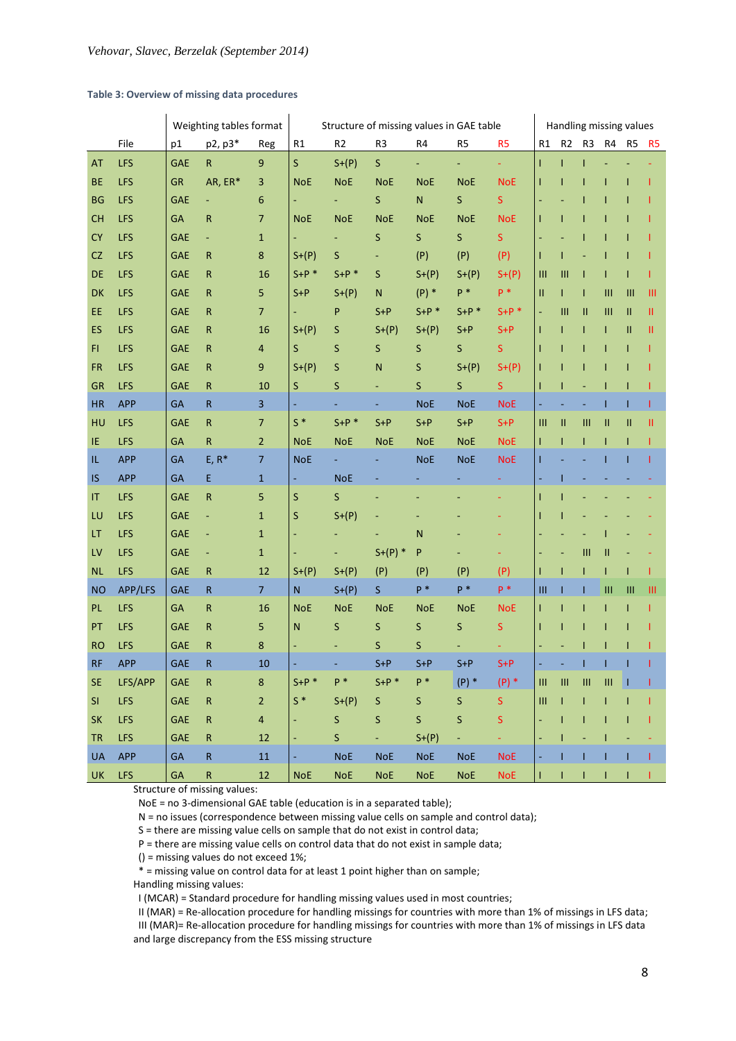**Table 3: Overview of missing data procedures**

| | File | Weighting tables format | | | Structure of missing values in GAE table | | | | | | Handling missing values | | | | | |
|---|---|---|---|---|---|---|---|---|---|---|---|---|---|---|---|---|
| | | p1 | p2, p3* | Reg | R1 | R2 | R3 | R4 | R5 | R5 | R1 | R2 | R3 | R4 | R5 | R5 |
| AT | LFS | GAE | R | 9 | S | S+(P) | S | - | - | - | I | I | I | - | - | - |
| BE | LFS | GR | AR, ER* | 3 | NoE | NoE | NoE | NoE | NoE | NoE | I | I | I | I | I | I |
| BG | LFS | GAE | - | 6 | - | - | S | N | S | S | - | - | I | I | I | I |
| CH | LFS | GA | R | 7 | NoE | NoE | NoE | NoE | NoE | NoE | I | I | I | I | I | I |
| CY | LFS | GAE | - | 1 | - | - | S | S | S | S | - | - | I | I | I | I |
| CZ | LFS | GAE | R | 8 | S+(P) | S | - | (P) | (P) | (P) | I | I | - | I | I | I |
| DE | LFS | GAE | R | 16 | S+P * | S+P * | S | S+(P) | S+(P) | S+(P) | III | III | I | I | I | I |
| DK | LFS | GAE | R | 5 | S+P | S+(P) | N | (P) * | P * | P * | II | I | I | III | III | III |
| EE | LFS | GAE | R | 7 | - | P | S+P | S+P * | S+P * | S+P * | - | III | II | III | II | II |
| ES | LFS | GAE | R | 16 | S+(P) | S | S+(P) | S+(P) | S+P | S+P | I | I | I | I | II | II |
| FI | LFS | GAE | R | 4 | S | S | S | S | S | S | I | I | I | I | I | I |
| FR | LFS | GAE | R | 9 | S+(P) | S | N | S | S+(P) | S+(P) | I | I | I | I | I | I |
| GR | LFS | GAE | R | 10 | S | S | - | S | S | S | I | I | - | I | I | I |
| HR | APP | GA | R | 3 | - | - | - | NoE | NoE | NoE | - | - | - | I | I | I |
| HU | LFS | GAE | R | 7 | S * | S+P * | S+P | S+P | S+P | S+P | III | II | III | II | II | II |
| IE | LFS | GA | R | 2 | NoE | NoE | NoE | NoE | NoE | NoE | I | I | I | I | I | I |
| IL | APP | GA | E, R* | 7 | NoE | - | - | NoE | NoE | NoE | I | - | - | I | I | I |
| IS | APP | GA | E | 1 | - | NoE | - | - | - | - | - | I | - | - | - | - |
| IT | LFS | GAE | R | 5 | S | S | - | - | - | - | I | I | - | - | - | - |
| LU | LFS | GAE | - | 1 | S | S+(P) | - | - | - | - | I | I | - | - | - | - |
| LT | LFS | GAE | - | 1 | - | - | - | N | - | - | - | - | - | I | - | - |
| LV | LFS | GAE | - | 1 | - | - | S+(P) * | P | - | - | - | - | III | II | - | - |
| NL | LFS | GAE | R | 12 | S+(P) | S+(P) | (P) | (P) | (P) | (P) | I | I | I | I | I | I |
| NO | APP/LFS | GAE | R | 7 | N | S+(P) | S | P * | P * | P * | III | I | I | III | III | III |
| PL | LFS | GA | R | 16 | NoE | NoE | NoE | NoE | NoE | NoE | I | I | I | I | I | I |
| PT | LFS | GAE | R | 5 | N | S | S | S | S | S | I | I | I | I | I | I |
| RO | LFS | GAE | R | 8 | - | - | S | S | - | - | - | - | I | I | I | I |
| RF | APP | GAE | R | 10 | - | - | S+P | S+P | S+P | S+P | - | - | I | I | I | I |
| SE | LFS/APP | GAE | R | 8 | S+P * | P * | S+P * | P * | (P) * | (P) * | III | III | III | III | I | I |
| SI | LFS | GAE | R | 2 | S * | S+(P) | S | S | S | S | III | I | I | I | I | I |
| SK | LFS | GAE | R | 4 | - | S | S | S | S | S | - | I | I | I | I | I |
| TR | LFS | GAE | R | 12 | - | S | - | S+(P) | - | - | - | I | - | I | - | - |
| UA | APP | GA | R | 11 | - | NoE | NoE | NoE | NoE | NoE | - | I | I | I | I | I |
| UK | LFS | GA | R | 12 | NoE | NoE | NoE | NoE | NoE | NoE | I | I | I | I | I | I |

Structure of missing values:
- NoE = no 3-dimensional GAE table (education is in a separated table);
- N = no issues (correspondence between missing value cells on sample and control data);
- S = there are missing value cells on sample that do not exist in control data;
- P = there are missing value cells on control data that do not exist in sample data;
- () = missing values do not exceed 1%;
- * = missing value on control data for at least 1 point higher than on sample;

Handling missing values:
- I (MCAR) = Standard procedure for handling missing values used in most countries;
- II (MAR) = Re-allocation procedure for handling missings for countries with more than 1% of missings in LFS data;
- III (MAR)= Re-allocation procedure for handling missings for countries with more than 1% of missings in LFS data and large discrepancy from the ESS missing structure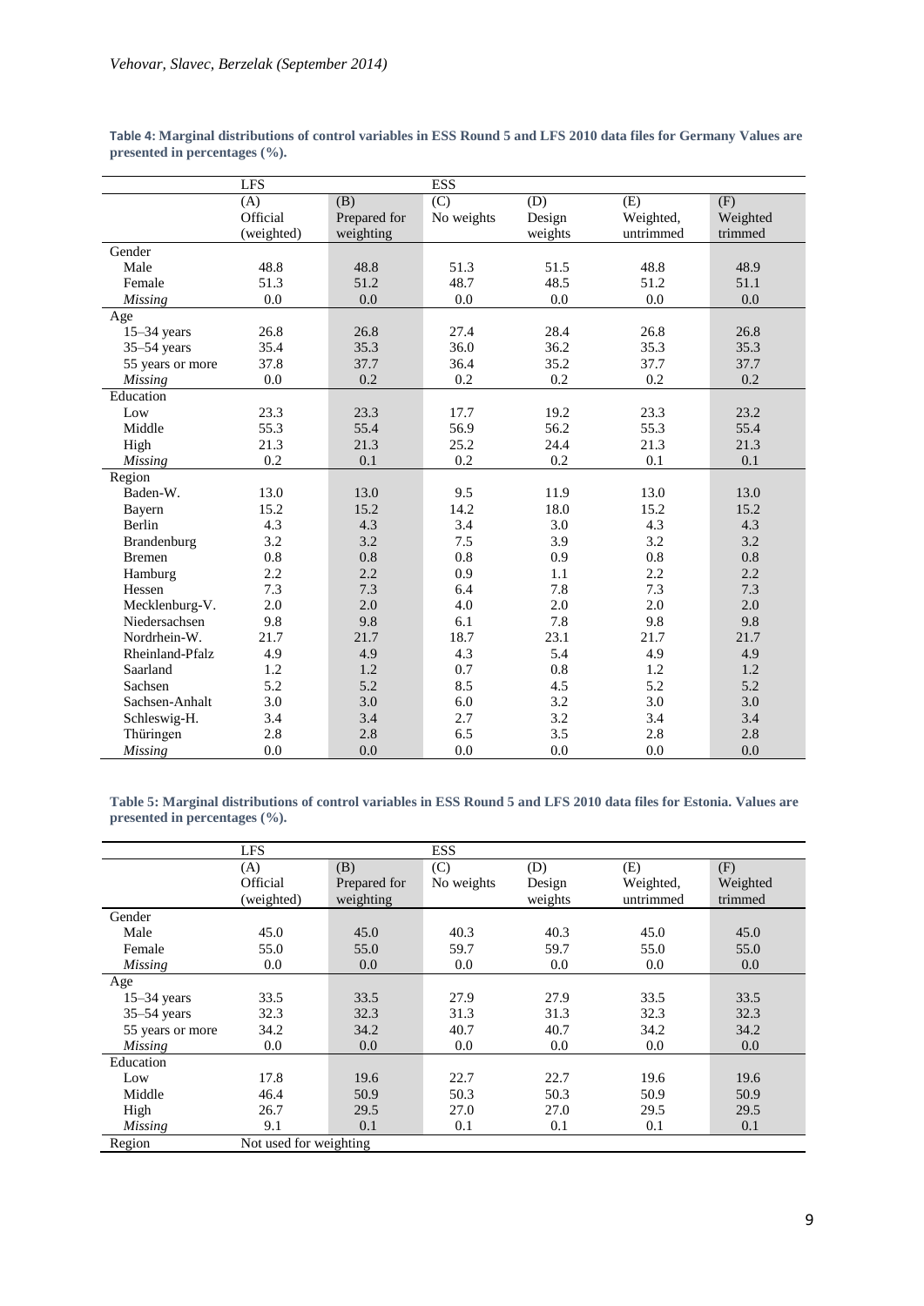**Table 4: Marginal distributions of control variables in ESS Round 5 and LFS 2010 data files for Germany Values are presented in percentages (%).**

| | LFS | | ESS | | | |
|---|---|---|---|---|---|---|
| | (A) Official (weighted) | (B) Prepared for weighting | (C) No weights | (D) Design weights | (E) Weighted, untrimmed | (F) Weighted trimmed |
| Gender | | | | | | |
| Male | 48.8 | 48.8 | 51.3 | 51.5 | 48.8 | 48.9 |
| Female | 51.3 | 51.2 | 48.7 | 48.5 | 51.2 | 51.1 |
| *Missing* | 0.0 | 0.0 | 0.0 | 0.0 | 0.0 | 0.0 |
| Age | | | | | | |
| 15–34 years | 26.8 | 26.8 | 27.4 | 28.4 | 26.8 | 26.8 |
| 35–54 years | 35.4 | 35.3 | 36.0 | 36.2 | 35.3 | 35.3 |
| 55 years or more | 37.8 | 37.7 | 36.4 | 35.2 | 37.7 | 37.7 |
| *Missing* | 0.0 | 0.2 | 0.2 | 0.2 | 0.2 | 0.2 |
| Education | | | | | | |
| Low | 23.3 | 23.3 | 17.7 | 19.2 | 23.3 | 23.2 |
| Middle | 55.3 | 55.4 | 56.9 | 56.2 | 55.3 | 55.4 |
| High | 21.3 | 21.3 | 25.2 | 24.4 | 21.3 | 21.3 |
| *Missing* | 0.2 | 0.1 | 0.2 | 0.2 | 0.1 | 0.1 |
| Region | | | | | | |
| Baden-W. | 13.0 | 13.0 | 9.5 | 11.9 | 13.0 | 13.0 |
| Bayern | 15.2 | 15.2 | 14.2 | 18.0 | 15.2 | 15.2 |
| Berlin | 4.3 | 4.3 | 3.4 | 3.0 | 4.3 | 4.3 |
| Brandenburg | 3.2 | 3.2 | 7.5 | 3.9 | 3.2 | 3.2 |
| Bremen | 0.8 | 0.8 | 0.8 | 0.9 | 0.8 | 0.8 |
| Hamburg | 2.2 | 2.2 | 0.9 | 1.1 | 2.2 | 2.2 |
| Hessen | 7.3 | 7.3 | 6.4 | 7.8 | 7.3 | 7.3 |
| Mecklenburg-V. | 2.0 | 2.0 | 4.0 | 2.0 | 2.0 | 2.0 |
| Niedersachsen | 9.8 | 9.8 | 6.1 | 7.8 | 9.8 | 9.8 |
| Nordrhein-W. | 21.7 | 21.7 | 18.7 | 23.1 | 21.7 | 21.7 |
| Rheinland-Pfalz | 4.9 | 4.9 | 4.3 | 5.4 | 4.9 | 4.9 |
| Saarland | 1.2 | 1.2 | 0.7 | 0.8 | 1.2 | 1.2 |
| Sachsen | 5.2 | 5.2 | 8.5 | 4.5 | 5.2 | 5.2 |
| Sachsen-Anhalt | 3.0 | 3.0 | 6.0 | 3.2 | 3.0 | 3.0 |
| Schleswig-H. | 3.4 | 3.4 | 2.7 | 3.2 | 3.4 | 3.4 |
| Thüringen | 2.8 | 2.8 | 6.5 | 3.5 | 2.8 | 2.8 |
| *Missing* | 0.0 | 0.0 | 0.0 | 0.0 | 0.0 | 0.0 |

**Table 5: Marginal distributions of control variables in ESS Round 5 and LFS 2010 data files for Estonia. Values are presented in percentages (%).**

| | LFS | | ESS | | | |
|---|---|---|---|---|---|---|
| | (A) Official (weighted) | (B) Prepared for weighting | (C) No weights | (D) Design weights | (E) Weighted, untrimmed | (F) Weighted trimmed |
| Gender | | | | | | |
| Male | 45.0 | 45.0 | 40.3 | 40.3 | 45.0 | 45.0 |
| Female | 55.0 | 55.0 | 59.7 | 59.7 | 55.0 | 55.0 |
| *Missing* | 0.0 | 0.0 | 0.0 | 0.0 | 0.0 | 0.0 |
| Age | | | | | | |
| 15–34 years | 33.5 | 33.5 | 27.9 | 27.9 | 33.5 | 33.5 |
| 35–54 years | 32.3 | 32.3 | 31.3 | 31.3 | 32.3 | 32.3 |
| 55 years or more | 34.2 | 34.2 | 40.7 | 40.7 | 34.2 | 34.2 |
| *Missing* | 0.0 | 0.0 | 0.0 | 0.0 | 0.0 | 0.0 |
| Education | | | | | | |
| Low | 17.8 | 19.6 | 22.7 | 22.7 | 19.6 | 19.6 |
| Middle | 46.4 | 50.9 | 50.3 | 50.3 | 50.9 | 50.9 |
| High | 26.7 | 29.5 | 27.0 | 27.0 | 29.5 | 29.5 |
| *Missing* | 9.1 | 0.1 | 0.1 | 0.1 | 0.1 | 0.1 |
| Region | Not used for weighting | | | | | |